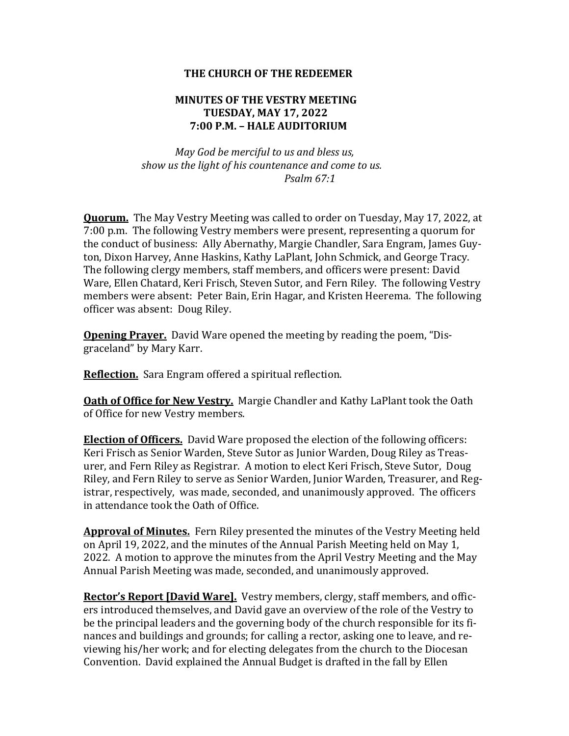**THE CHURCH OF THE REDEEMER**

**MINUTES OF THE VESTRY MEETING**
**TUESDAY, MAY 17, 2022**
**7:00 P.M. – HALE AUDITORIUM**

*May God be merciful to us and bless us,*
*show us the light of his countenance and come to us.*
*Psalm 67:1*

**Quorum.** The May Vestry Meeting was called to order on Tuesday, May 17, 2022, at 7:00 p.m. The following Vestry members were present, representing a quorum for the conduct of business: Ally Abernathy, Margie Chandler, Sara Engram, James Guyton, Dixon Harvey, Anne Haskins, Kathy LaPlant, John Schmick, and George Tracy. The following clergy members, staff members, and officers were present: David Ware, Ellen Chatard, Keri Frisch, Steven Sutor, and Fern Riley. The following Vestry members were absent: Peter Bain, Erin Hagar, and Kristen Heerema. The following officer was absent: Doug Riley.

**Opening Prayer.** David Ware opened the meeting by reading the poem, "Disgraceland" by Mary Karr.

**Reflection.** Sara Engram offered a spiritual reflection.

**Oath of Office for New Vestry.** Margie Chandler and Kathy LaPlant took the Oath of Office for new Vestry members.

**Election of Officers.** David Ware proposed the election of the following officers: Keri Frisch as Senior Warden, Steve Sutor as Junior Warden, Doug Riley as Treasurer, and Fern Riley as Registrar. A motion to elect Keri Frisch, Steve Sutor, Doug Riley, and Fern Riley to serve as Senior Warden, Junior Warden, Treasurer, and Registrar, respectively, was made, seconded, and unanimously approved. The officers in attendance took the Oath of Office.

**Approval of Minutes.** Fern Riley presented the minutes of the Vestry Meeting held on April 19, 2022, and the minutes of the Annual Parish Meeting held on May 1, 2022. A motion to approve the minutes from the April Vestry Meeting and the May Annual Parish Meeting was made, seconded, and unanimously approved.

**Rector's Report [David Ware].** Vestry members, clergy, staff members, and officers introduced themselves, and David gave an overview of the role of the Vestry to be the principal leaders and the governing body of the church responsible for its finances and buildings and grounds; for calling a rector, asking one to leave, and reviewing his/her work; and for electing delegates from the church to the Diocesan Convention. David explained the Annual Budget is drafted in the fall by Ellen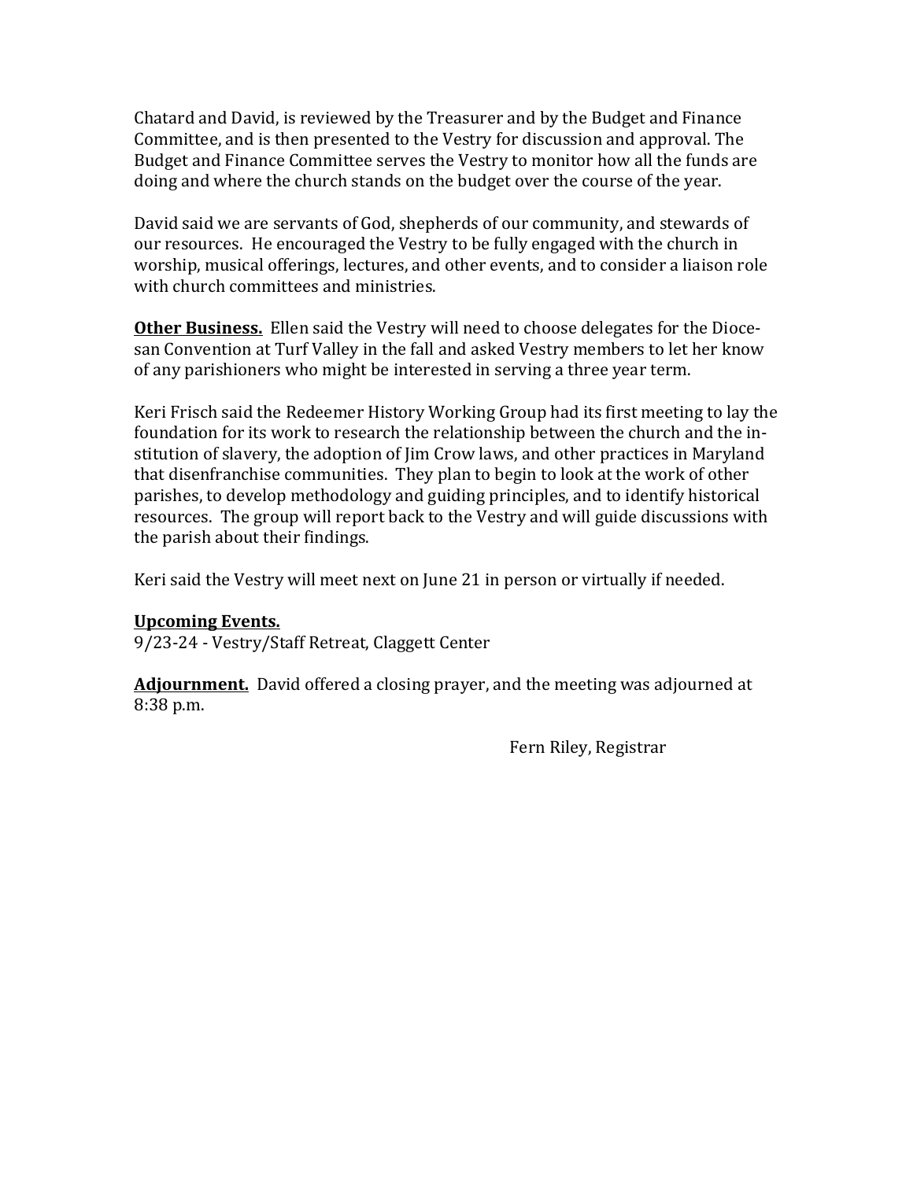Chatard and David, is reviewed by the Treasurer and by the Budget and Finance Committee, and is then presented to the Vestry for discussion and approval. The Budget and Finance Committee serves the Vestry to monitor how all the funds are doing and where the church stands on the budget over the course of the year.

David said we are servants of God, shepherds of our community, and stewards of our resources. He encouraged the Vestry to be fully engaged with the church in worship, musical offerings, lectures, and other events, and to consider a liaison role with church committees and ministries.

**Other Business.** Ellen said the Vestry will need to choose delegates for the Diocesan Convention at Turf Valley in the fall and asked Vestry members to let her know of any parishioners who might be interested in serving a three year term.

Keri Frisch said the Redeemer History Working Group had its first meeting to lay the foundation for its work to research the relationship between the church and the institution of slavery, the adoption of Jim Crow laws, and other practices in Maryland that disenfranchise communities. They plan to begin to look at the work of other parishes, to develop methodology and guiding principles, and to identify historical resources. The group will report back to the Vestry and will guide discussions with the parish about their findings.

Keri said the Vestry will meet next on June 21 in person or virtually if needed.

**Upcoming Events.**
9/23-24 - Vestry/Staff Retreat, Claggett Center

**Adjournment.** David offered a closing prayer, and the meeting was adjourned at 8:38 p.m.

Fern Riley, Registrar